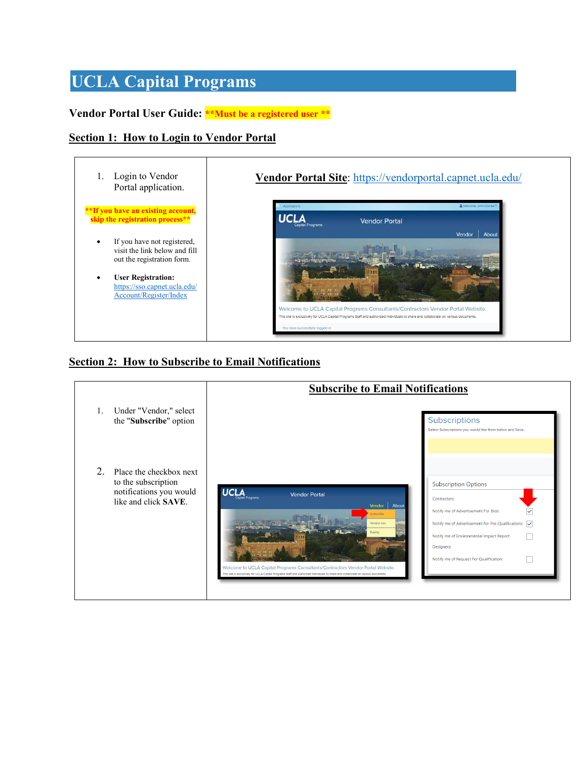# UCLA Capital Programs

**Vendor Portal User Guide:** ****Must be a registered user ****

## Section 1: How to Login to Vendor Portal

| | |
|---|---|
| 1. Login to Vendor Portal application.<br><br>****If you have an existing account, skip the registration process****<br><br>• If you have not registered, visit the link below and fill out the registration form.<br><br>• **User Registration:** https://sso.capnet.ucla.edu/Account/Register/Index | **Vendor Portal Site**: https://vendorportal.capnet.ucla.edu/ |

## Section 2: How to Subscribe to Email Notifications

| | |
|---|---|
| 1. Under "Vendor," select the "**Subscribe**" option<br><br>2. Place the checkbox next to the subscription notifications you would like and click **SAVE**. | **Subscribe to Email Notifications** |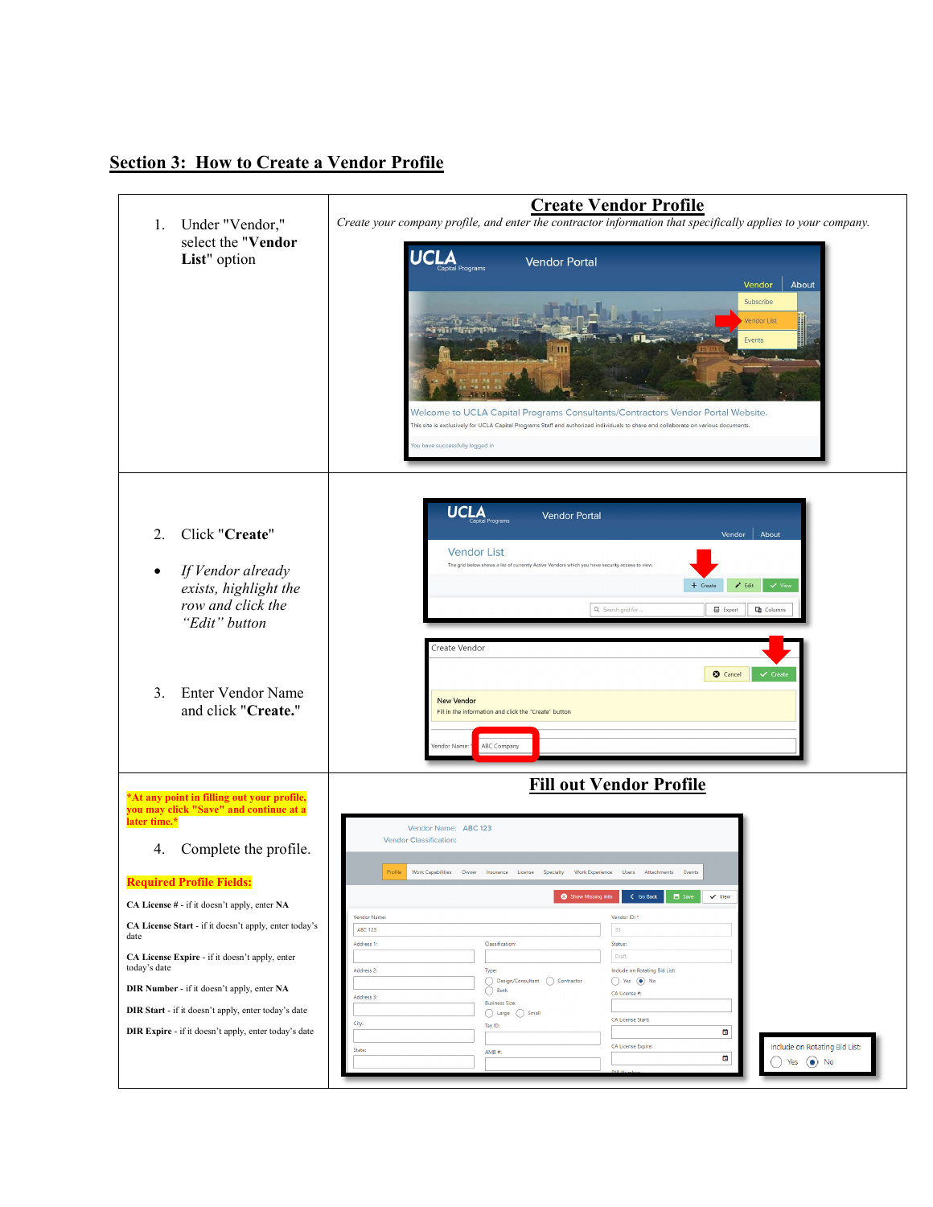## Section 3: How to Create a Vendor Profile

| | |
|---|---|
| 1. Under "Vendor," select the "**Vendor List**" option | **Create Vendor Profile**<br>*Create your company profile, and enter the contractor information that specifically applies to your company.* |
| 2. Click "**Create**"<br><br>• *If Vendor already exists, highlight the row and click the "Edit" button*<br><br>3. Enter Vendor Name and click "**Create.**" | |
| ***At any point in filling out your profile, you may click "Save" and continue at a later time.***<br><br>4. Complete the profile.<br><br>**Required Profile Fields:**<br><br>**CA License #** - if it doesn't apply, enter **NA**<br><br>**CA License Start** - if it doesn't apply, enter today's date<br><br>**CA License Expire** - if it doesn't apply, enter today's date<br><br>**DIR Number** - if it doesn't apply, enter **NA**<br><br>**DIR Start** - if it doesn't apply, enter today's date<br><br>**DIR Expire** - if it doesn't apply, enter today's date | **Fill out Vendor Profile** |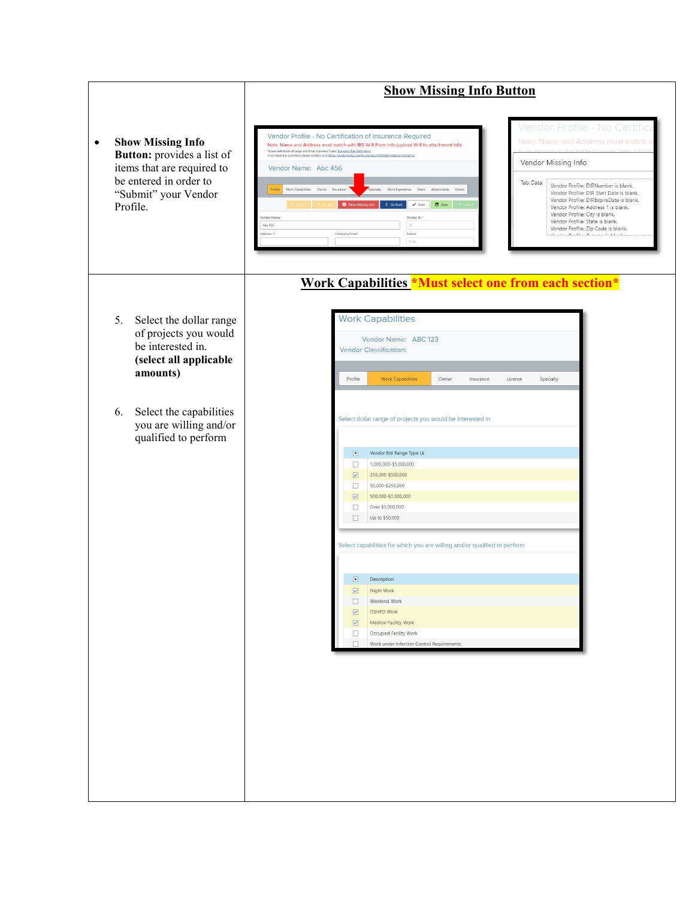- **Show Missing Info Button:** provides a list of items that are required to be entered in order to "Submit" your Vendor Profile.

## Show Missing Info Button

Vendor Profile - No Certification of Insurance Required

Note: Name and Address must match with IRS W-9 Form Info (upload W-9 to attachment tab)

Vendor Name: Abc 456

Vendor Missing Info

Tab: Data:
- Vendor Profile: DIRNumber is blank.
- Vendor Profile: DIR Start Date is blank.
- Vendor Profile: DIRExpireDate is blank.
- Vendor Profile: Address 1 is blank.
- Vendor Profile: City is blank.
- Vendor Profile: State is blank.
- Vendor Profile: Zip Code is blank.

5. Select the dollar range of projects you would be interested in. **(select all applicable amounts)**

6. Select the capabilities you are willing and/or qualified to perform

## Work Capabilities *Must select one from each section*

Work Capabilities

Vendor Name: ABC 123

Vendor Classification:

Profile | Work Capabilities | Owner | Insurance | License | Specialty

Select dollar range of projects you would be interested in

| | Vendor Bid Range Type Lk |
|---|---|
| ☐ | 1,000,000-$5,000,000 |
| ☑ | 250,000-$500,000 |
| ☐ | 50,000-$250,000 |
| ☑ | 500,000-$1,000,000 |
| ☐ | Over $5,000,000 |
| ☐ | Up to $50,000 |

Select capabilities for which you are willing and/or qualified to perform

| | Description |
|---|---|
| ☑ | Night Work |
| ☐ | Weekend Work |
| ☑ | OSHPD Work |
| ☑ | Medical Facility Work |
| ☐ | Occupied Facility Work |
| ☐ | Work under Infection Control Requirements |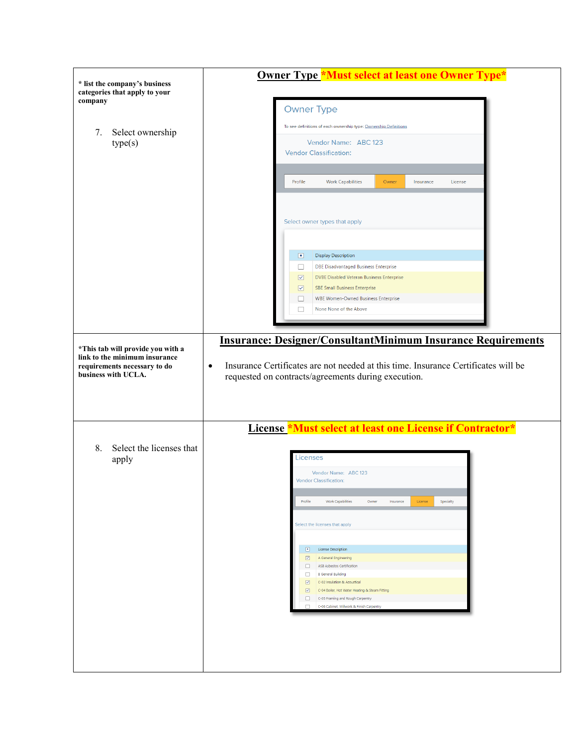| | |
|---|---|
| **\* list the company's business categories that apply to your company**<br><br>7. Select ownership type(s) | **Owner Type** **\*Must select at least one Owner Type\***<br><br>Owner Type<br>To see definitions of each ownership type: Ownership Definitions<br>Vendor Name: ABC 123<br>Vendor Classification:<br>Profile / Work Capabilities / Owner / Insurance / License<br>Select owner types that apply<br>☐ Display Description<br>☐ DBE Disadvantaged Business Enterprise<br>☑ DVBE Disabled Veteran Business Enterprise<br>☑ SBE Small Business Enterprise<br>☐ WBE Women-Owned Business Enterprise<br>☐ None None of the Above |
| **\*This tab will provide you with a link to the minimum insurance requirements necessary to do business with UCLA.** | **Insurance: Designer/ConsultantMinimum Insurance Requirements**<br><br>• Insurance Certificates are not needed at this time. Insurance Certificates will be requested on contracts/agreements during execution. |
| 8. Select the licenses that apply | **License** **\*Must select at least one License if Contractor\***<br><br>Licenses<br>Vendor Name: ABC 123<br>Vendor Classification:<br>Profile / Work Capabilities / Owner / Insurance / License / Specialty<br>Select the licenses that apply<br>☐ License Description<br>☑ A General Engineering<br>☐ ASB Asbestos Certification<br>☐ B General Building<br>☑ C-02 Insulation & Acoustical<br>☑ C-04 Boiler, Hot Water Heating & Steam Fitting<br>☐ C-05 Framing and Rough Carpentry<br>☐ C-06 Cabinet, Millwork & Finish Carpentry |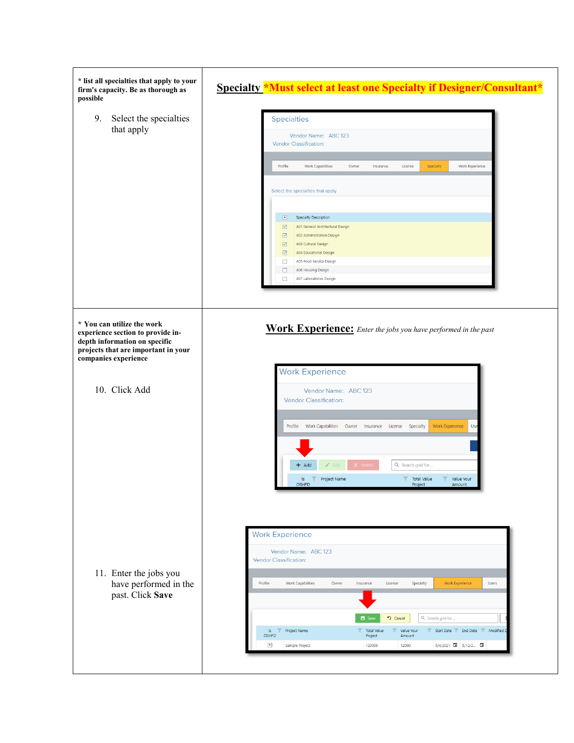| | |
|---|---|
| **\* list all specialties that apply to your firm's capacity. Be as thorough as possible**<br><br>9. Select the specialties that apply | **Specialty** ***Must select at least one Specialty if Designer/Consultant*** |
| **\* You can utilize the work experience section to provide in-depth information on specific projects that are important in your companies experience**<br><br>10. Click Add<br><br>11. Enter the jobs you have performed in the past. Click **Save** | **Work Experience:** *Enter the jobs you have performed in the past* |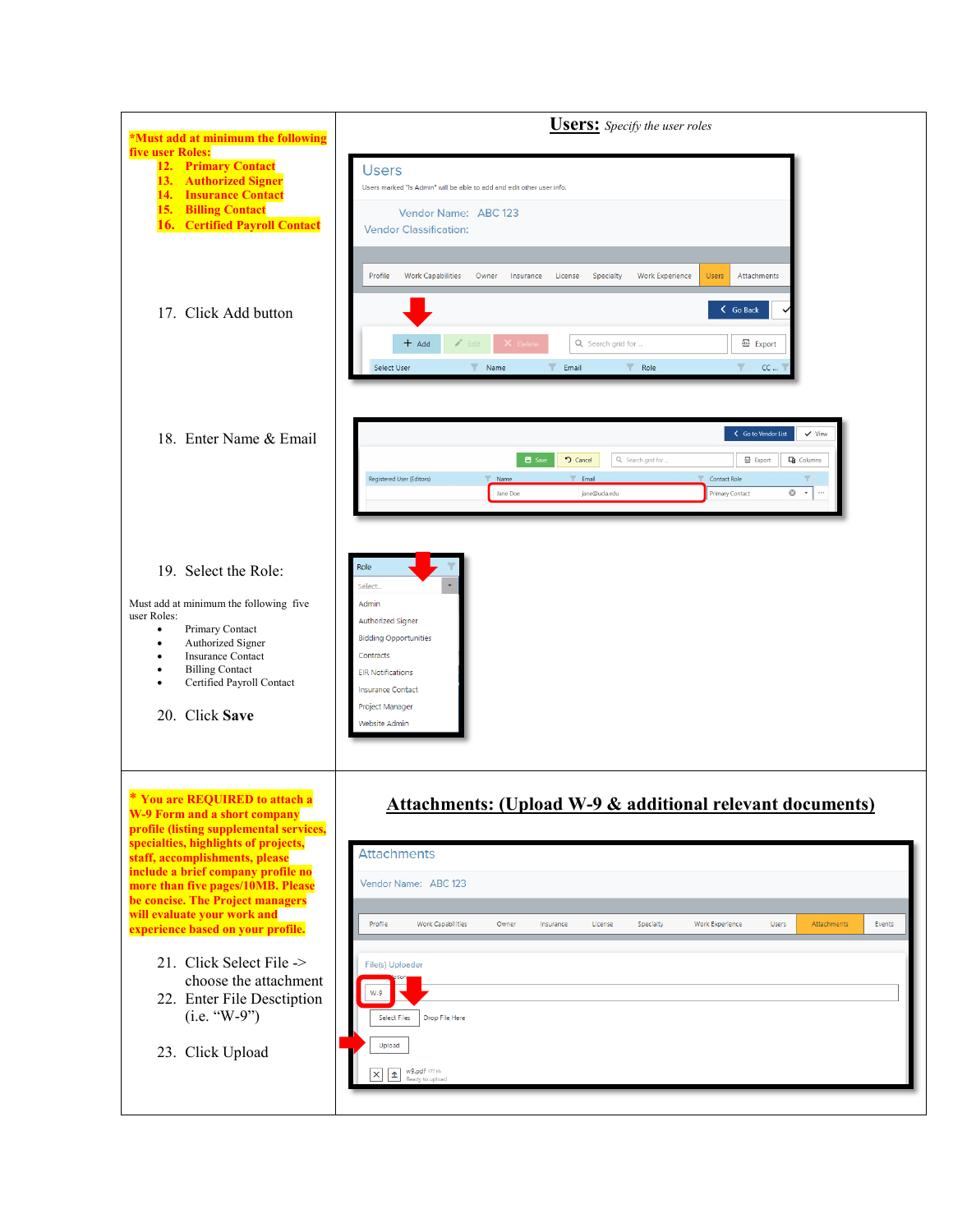## **Users:** *Specify the user roles*

**\*Must add at minimum the following five user Roles:**

12. **Primary Contact**
13. **Authorized Signer**
14. **Insurance Contact**
15. **Billing Contact**
16. **Certified Payroll Contact**

17. Click Add button

18. Enter Name & Email

19. Select the Role:

Must add at minimum the following five user Roles:

- Primary Contact
- Authorized Signer
- Insurance Contact
- Billing Contact
- Certified Payroll Contact

20. Click **Save**

## **Attachments: (Upload W-9 & additional relevant documents)**

**\* You are REQUIRED to attach a W-9 Form and a short company profile (listing supplemental services, specialties, highlights of projects, staff, accomplishments, please include a brief company profile no more than five pages/10MB. Please be concise. The Project managers will evaluate your work and experience based on your profile.**

21. Click Select File -> choose the attachment
22. Enter File Desctiption (i.e. "W-9")
23. Click Upload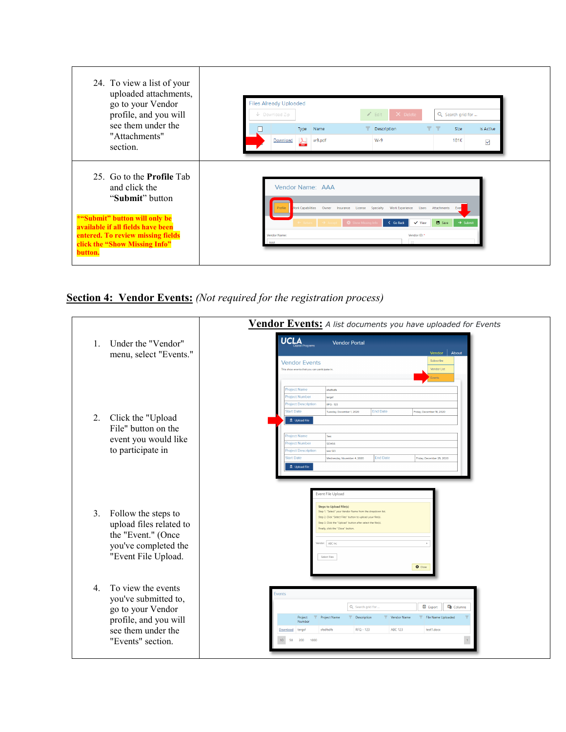| | |
|---|---|
| 24. To view a list of your uploaded attachments, go to your Vendor profile, and you will see them under the "Attachments" section. | |
| 25. Go to the **Profile** Tab and click the "**Submit**" button<br><br>**\*"Submit" button will only be available if all fields have been entered. To review missing fields click the "Show Missing Info" button.** | |

**Section 4: Vendor Events:** *(Not required for the registration process)*

| | **Vendor Events:** *A list documents you have uploaded for Events* |
|---|---|
| 1. Under the "Vendor" menu, select "Events." | |
| 2. Click the "Upload File" button on the event you would like to participate in | |
| 3. Follow the steps to upload files related to the "Event." (Once you've completed the "Event File Upload. | |
| 4. To view the events you've submitted to, go to your Vendor profile, and you will see them under the "Events" section. | |